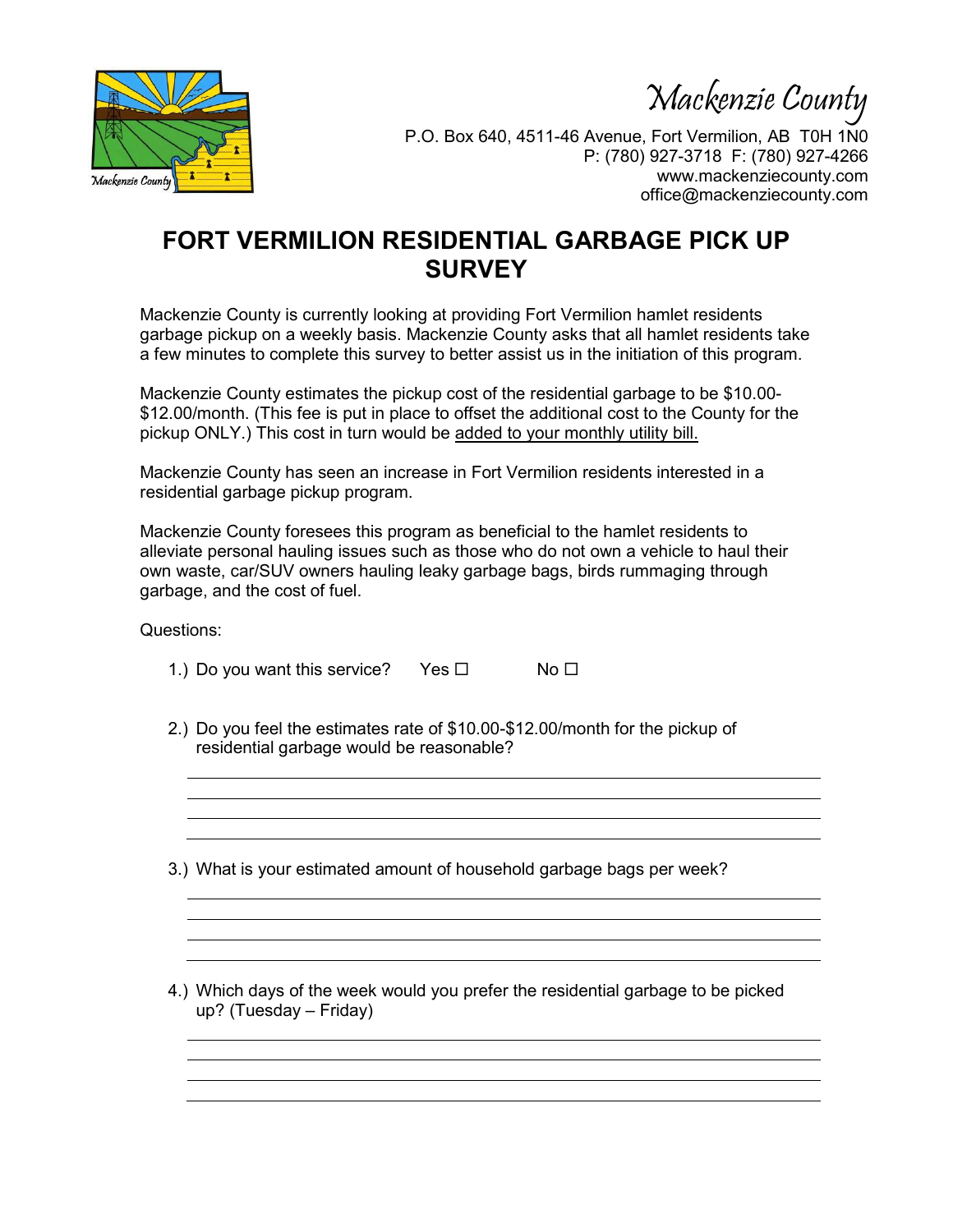Mackenzie County

P.O. Box 640, 4511-46 Avenue, Fort Vermilion, AB T0H 1N0
P: (780) 927-3718 F: (780) 927-4266
www.mackenziecounty.com
office@mackenziecounty.com

# FORT VERMILION RESIDENTIAL GARBAGE PICK UP SURVEY

Mackenzie County is currently looking at providing Fort Vermilion hamlet residents garbage pickup on a weekly basis. Mackenzie County asks that all hamlet residents take a few minutes to complete this survey to better assist us in the initiation of this program.

Mackenzie County estimates the pickup cost of the residential garbage to be $10.00-$12.00/month. (This fee is put in place to offset the additional cost to the County for the pickup ONLY.) This cost in turn would be added to your monthly utility bill.

Mackenzie County has seen an increase in Fort Vermilion residents interested in a residential garbage pickup program.

Mackenzie County foresees this program as beneficial to the hamlet residents to alleviate personal hauling issues such as those who do not own a vehicle to haul their own waste, car/SUV owners hauling leaky garbage bags, birds rummaging through garbage, and the cost of fuel.

Questions:

1.) Do you want this service? Yes ☐ No ☐

2.) Do you feel the estimates rate of $10.00-$12.00/month for the pickup of residential garbage would be reasonable?

\_\_\_\_\_\_\_\_\_\_\_\_\_\_\_\_\_\_\_\_\_\_\_\_\_\_\_\_\_\_\_\_\_\_\_\_\_\_\_\_\_\_\_\_\_\_\_\_\_\_\_\_\_\_\_\_\_\_\_\_

\_\_\_\_\_\_\_\_\_\_\_\_\_\_\_\_\_\_\_\_\_\_\_\_\_\_\_\_\_\_\_\_\_\_\_\_\_\_\_\_\_\_\_\_\_\_\_\_\_\_\_\_\_\_\_\_\_\_\_\_

\_\_\_\_\_\_\_\_\_\_\_\_\_\_\_\_\_\_\_\_\_\_\_\_\_\_\_\_\_\_\_\_\_\_\_\_\_\_\_\_\_\_\_\_\_\_\_\_\_\_\_\_\_\_\_\_\_\_\_\_

\_\_\_\_\_\_\_\_\_\_\_\_\_\_\_\_\_\_\_\_\_\_\_\_\_\_\_\_\_\_\_\_\_\_\_\_\_\_\_\_\_\_\_\_\_\_\_\_\_\_\_\_\_\_\_\_\_\_\_\_

3.) What is your estimated amount of household garbage bags per week?

\_\_\_\_\_\_\_\_\_\_\_\_\_\_\_\_\_\_\_\_\_\_\_\_\_\_\_\_\_\_\_\_\_\_\_\_\_\_\_\_\_\_\_\_\_\_\_\_\_\_\_\_\_\_\_\_\_\_\_\_

\_\_\_\_\_\_\_\_\_\_\_\_\_\_\_\_\_\_\_\_\_\_\_\_\_\_\_\_\_\_\_\_\_\_\_\_\_\_\_\_\_\_\_\_\_\_\_\_\_\_\_\_\_\_\_\_\_\_\_\_

\_\_\_\_\_\_\_\_\_\_\_\_\_\_\_\_\_\_\_\_\_\_\_\_\_\_\_\_\_\_\_\_\_\_\_\_\_\_\_\_\_\_\_\_\_\_\_\_\_\_\_\_\_\_\_\_\_\_\_\_

\_\_\_\_\_\_\_\_\_\_\_\_\_\_\_\_\_\_\_\_\_\_\_\_\_\_\_\_\_\_\_\_\_\_\_\_\_\_\_\_\_\_\_\_\_\_\_\_\_\_\_\_\_\_\_\_\_\_\_\_

4.) Which days of the week would you prefer the residential garbage to be picked up? (Tuesday – Friday)

\_\_\_\_\_\_\_\_\_\_\_\_\_\_\_\_\_\_\_\_\_\_\_\_\_\_\_\_\_\_\_\_\_\_\_\_\_\_\_\_\_\_\_\_\_\_\_\_\_\_\_\_\_\_\_\_\_\_\_\_

\_\_\_\_\_\_\_\_\_\_\_\_\_\_\_\_\_\_\_\_\_\_\_\_\_\_\_\_\_\_\_\_\_\_\_\_\_\_\_\_\_\_\_\_\_\_\_\_\_\_\_\_\_\_\_\_\_\_\_\_

\_\_\_\_\_\_\_\_\_\_\_\_\_\_\_\_\_\_\_\_\_\_\_\_\_\_\_\_\_\_\_\_\_\_\_\_\_\_\_\_\_\_\_\_\_\_\_\_\_\_\_\_\_\_\_\_\_\_\_\_

\_\_\_\_\_\_\_\_\_\_\_\_\_\_\_\_\_\_\_\_\_\_\_\_\_\_\_\_\_\_\_\_\_\_\_\_\_\_\_\_\_\_\_\_\_\_\_\_\_\_\_\_\_\_\_\_\_\_\_\_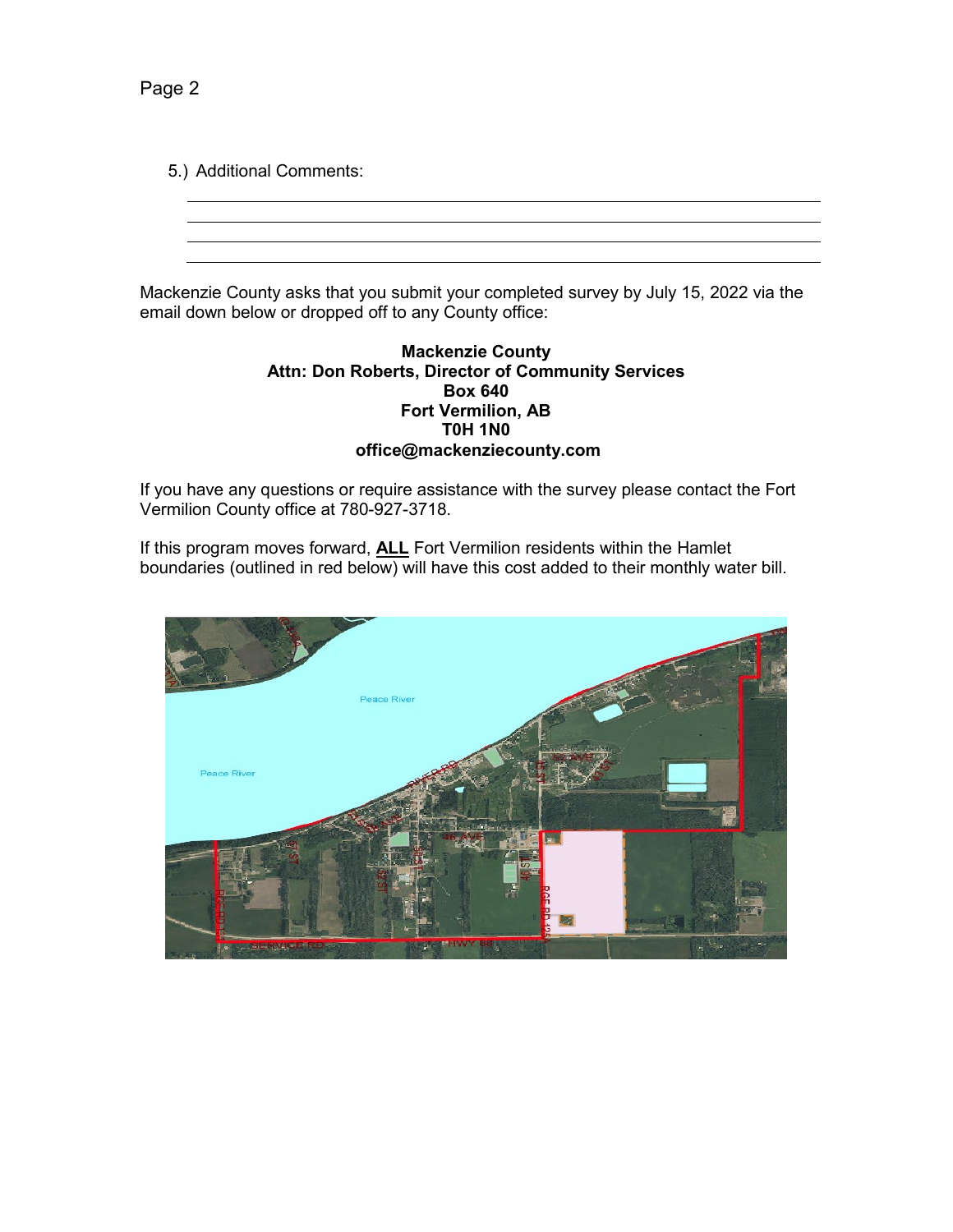5.) Additional Comments:

\_\_\_\_\_\_\_\_\_\_\_\_\_\_\_\_\_\_\_\_\_\_\_\_\_\_\_\_\_\_\_\_\_\_\_\_\_\_\_\_\_\_\_\_\_\_\_\_\_\_\_\_\_\_\_\_\_\_\_\_

\_\_\_\_\_\_\_\_\_\_\_\_\_\_\_\_\_\_\_\_\_\_\_\_\_\_\_\_\_\_\_\_\_\_\_\_\_\_\_\_\_\_\_\_\_\_\_\_\_\_\_\_\_\_\_\_\_\_\_\_

\_\_\_\_\_\_\_\_\_\_\_\_\_\_\_\_\_\_\_\_\_\_\_\_\_\_\_\_\_\_\_\_\_\_\_\_\_\_\_\_\_\_\_\_\_\_\_\_\_\_\_\_\_\_\_\_\_\_\_\_

\_\_\_\_\_\_\_\_\_\_\_\_\_\_\_\_\_\_\_\_\_\_\_\_\_\_\_\_\_\_\_\_\_\_\_\_\_\_\_\_\_\_\_\_\_\_\_\_\_\_\_\_\_\_\_\_\_\_\_\_

Mackenzie County asks that you submit your completed survey by July 15, 2022 via the email down below or dropped off to any County office:

**Mackenzie County**
**Attn: Don Roberts, Director of Community Services**
**Box 640**
**Fort Vermilion, AB**
**T0H 1N0**
**office@mackenziecounty.com**

If you have any questions or require assistance with the survey please contact the Fort Vermilion County office at 780-927-3718.

If this program moves forward, **ALL** Fort Vermilion residents within the Hamlet boundaries (outlined in red below) will have this cost added to their monthly water bill.